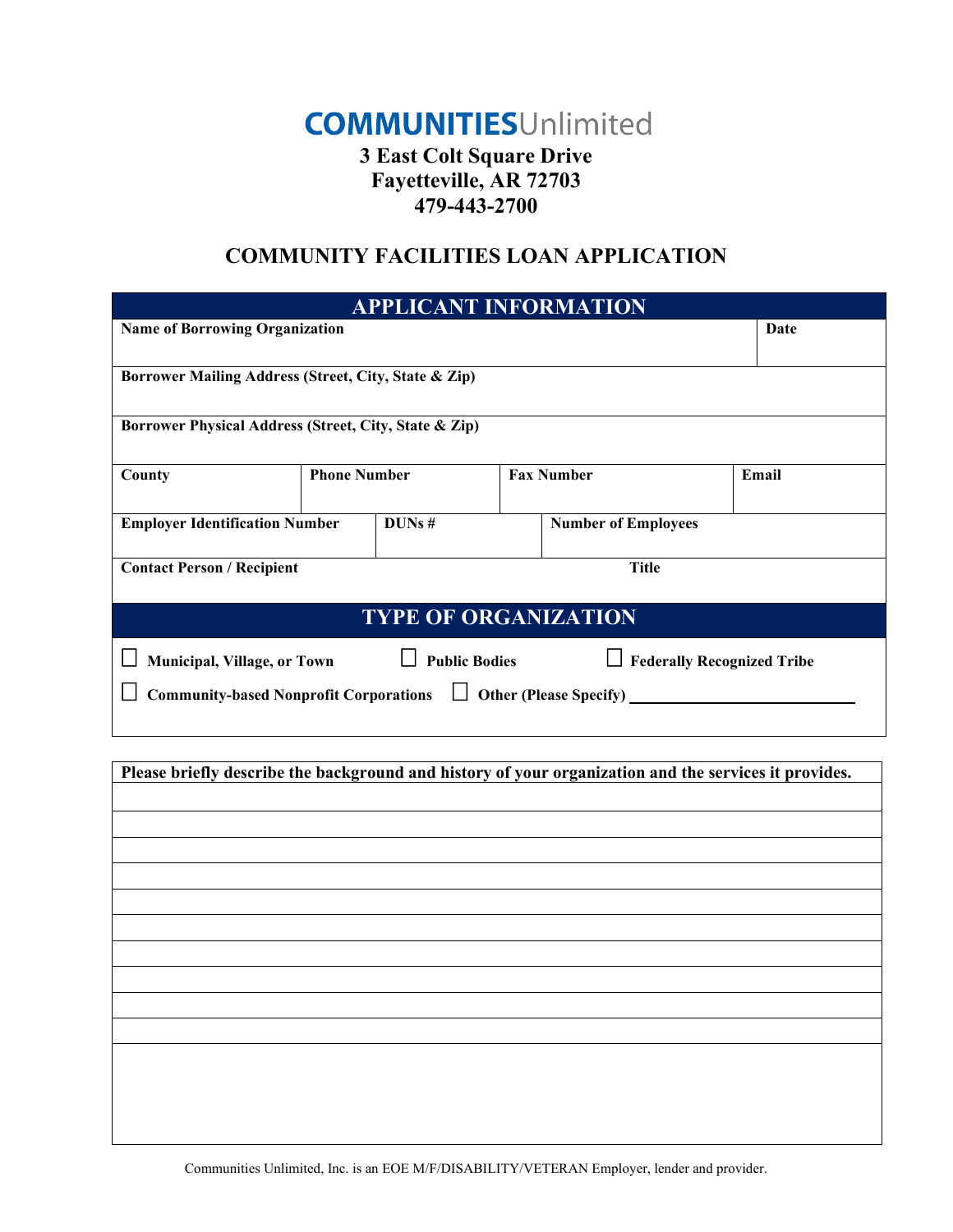# COMMUNITIESUnlimited

**3 East Colt Square Drive**
**Fayetteville, AR 72703**
**479-443-2700**

## COMMUNITY FACILITIES LOAN APPLICATION

| APPLICANT INFORMATION | | | |
|---|---|---|---|
| **Name of Borrowing Organization** | | | **Date** |
| **Borrower Mailing Address (Street, City, State & Zip)** | | | |
| **Borrower Physical Address (Street, City, State & Zip)** | | | |
| **County** | **Phone Number** | **Fax Number** | **Email** |
| **Employer Identification Number** | **DUNs #** | **Number of Employees** | |
| **Contact Person / Recipient** | | **Title** | |

### TYPE OF ORGANIZATION

☐ **Municipal, Village, or Town** ☐ **Public Bodies** ☐ **Federally Recognized Tribe**

☐ **Community-based Nonprofit Corporations** ☐ **Other (Please Specify)** ____________________

**Please briefly describe the background and history of your organization and the services it provides.**

Communities Unlimited, Inc. is an EOE M/F/DISABILITY/VETERAN Employer, lender and provider.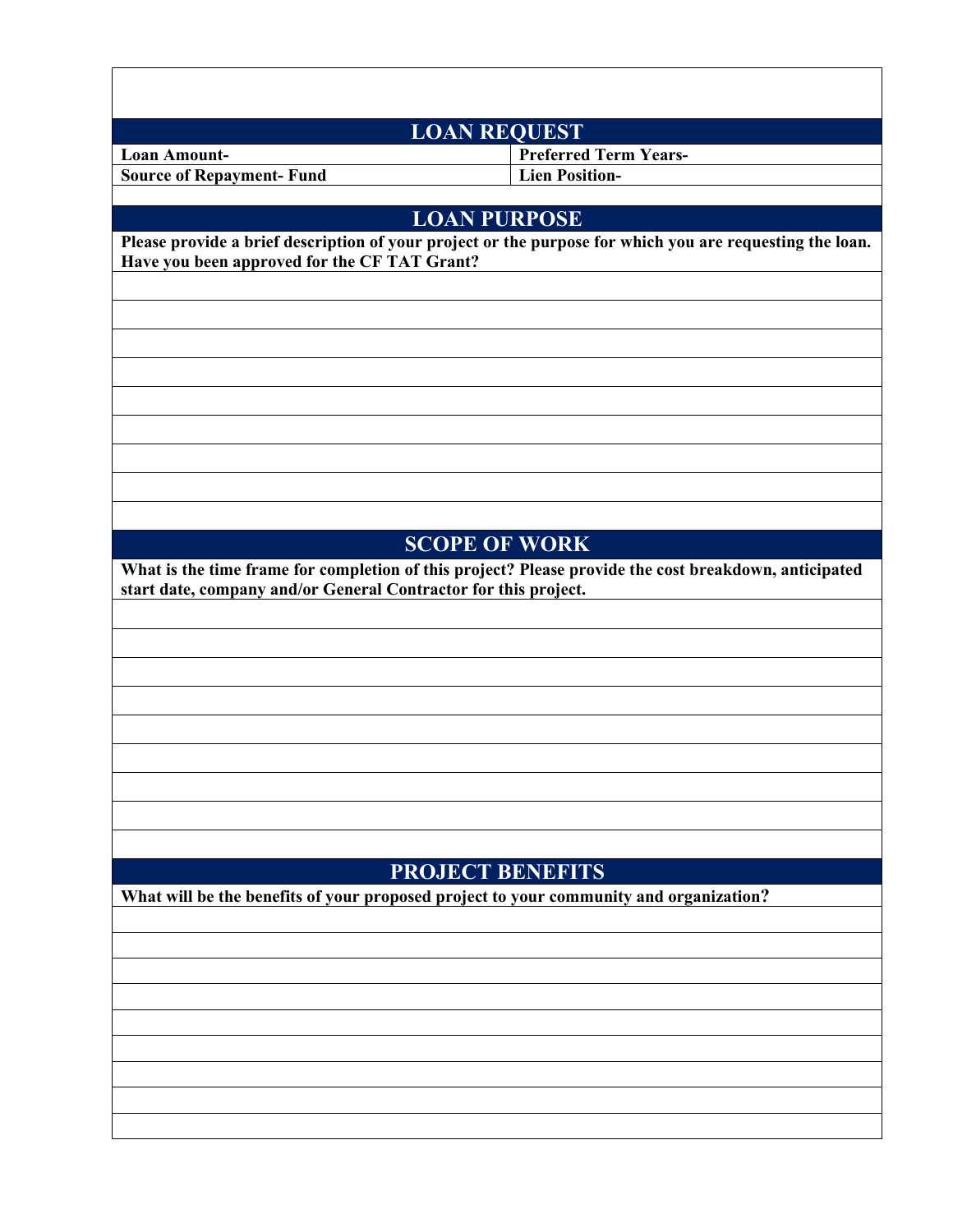## LOAN REQUEST

| | |
|---|---|
| **Loan Amount-** | **Preferred Term Years-** |
| **Source of Repayment- Fund** | **Lien Position-** |

## LOAN PURPOSE

**Please provide a brief description of your project or the purpose for which you are requesting the loan. Have you been approved for the CF TAT Grant?**

## SCOPE OF WORK

**What is the time frame for completion of this project? Please provide the cost breakdown, anticipated start date, company and/or General Contractor for this project.**

## PROJECT BENEFITS

**What will be the benefits of your proposed project to your community and organization?**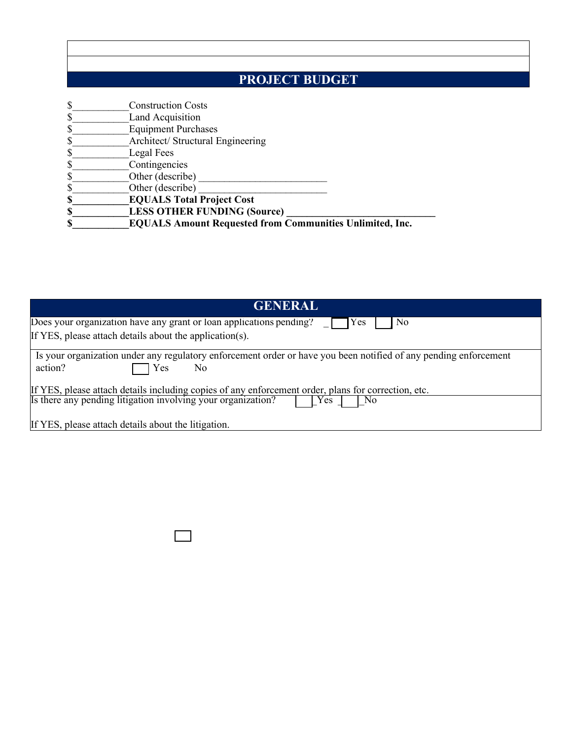## PROJECT BUDGET

$__________ Construction Costs
$__________ Land Acquisition
$__________ Equipment Purchases
$__________ Architect/ Structural Engineering
$__________ Legal Fees
$__________ Contingencies
$__________ Other (describe) ________________________
$__________ Other (describe) ________________________
**$__________ EQUALS Total Project Cost**
**$__________ LESS OTHER FUNDING (Source) ____________________________**
**$__________ EQUALS Amount Requested from Communities Unlimited, Inc.**

## GENERAL

Does your organization have any grant or loan applications pending? ☐ Yes ☐ No
If YES, please attach details about the application(s).

Is your organization under any regulatory enforcement order or have you been notified of any pending enforcement action? ☐ Yes No

If YES, please attach details including copies of any enforcement order, plans for correction, etc.

Is there any pending litigation involving your organization? ☐ Yes ☐ No

If YES, please attach details about the litigation.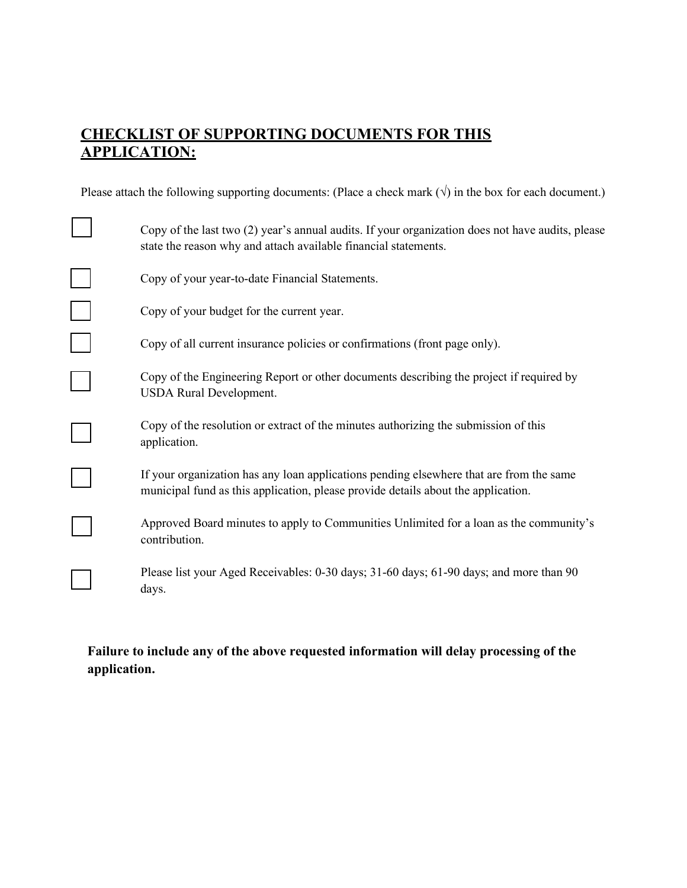## CHECKLIST OF SUPPORTING DOCUMENTS FOR THIS APPLICATION:

Please attach the following supporting documents: (Place a check mark (√) in the box for each document.)

- [ ] Copy of the last two (2) year's annual audits. If your organization does not have audits, please state the reason why and attach available financial statements.
- [ ] Copy of your year-to-date Financial Statements.
- [ ] Copy of your budget for the current year.
- [ ] Copy of all current insurance policies or confirmations (front page only).
- [ ] Copy of the Engineering Report or other documents describing the project if required by USDA Rural Development.
- [ ] Copy of the resolution or extract of the minutes authorizing the submission of this application.
- [ ] If your organization has any loan applications pending elsewhere that are from the same municipal fund as this application, please provide details about the application.
- [ ] Approved Board minutes to apply to Communities Unlimited for a loan as the community's contribution.
- [ ] Please list your Aged Receivables: 0-30 days; 31-60 days; 61-90 days; and more than 90 days.

**Failure to include any of the above requested information will delay processing of the application.**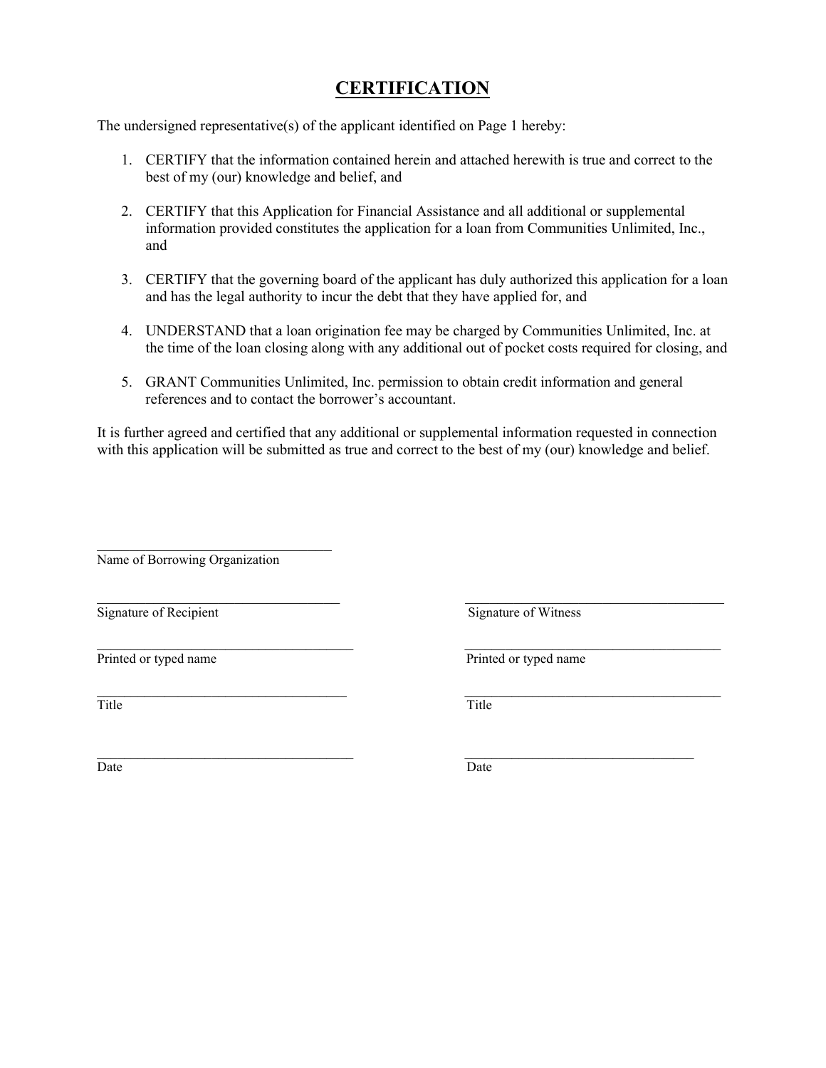# CERTIFICATION

The undersigned representative(s) of the applicant identified on Page 1 hereby:

1. CERTIFY that the information contained herein and attached herewith is true and correct to the best of my (our) knowledge and belief, and
2. CERTIFY that this Application for Financial Assistance and all additional or supplemental information provided constitutes the application for a loan from Communities Unlimited, Inc., and
3. CERTIFY that the governing board of the applicant has duly authorized this application for a loan and has the legal authority to incur the debt that they have applied for, and
4. UNDERSTAND that a loan origination fee may be charged by Communities Unlimited, Inc. at the time of the loan closing along with any additional out of pocket costs required for closing, and
5. GRANT Communities Unlimited, Inc. permission to obtain credit information and general references and to contact the borrower's accountant.

It is further agreed and certified that any additional or supplemental information requested in connection with this application will be submitted as true and correct to the best of my (our) knowledge and belief.

\_\_\_\_\_\_\_\_\_\_\_\_\_\_\_\_\_\_\_\_\_\_\_\_\_\_\_\_\_\_\_\_\_\_
Name of Borrowing Organization

| | |
|---|---|
| \_\_\_\_\_\_\_\_\_\_\_\_\_\_\_\_\_\_\_\_\_\_\_\_\_\_\_\_\_\_\_\_\_\_ | \_\_\_\_\_\_\_\_\_\_\_\_\_\_\_\_\_\_\_\_\_\_\_\_\_\_\_\_\_\_\_\_\_\_ |
| Signature of Recipient | Signature of Witness |
| \_\_\_\_\_\_\_\_\_\_\_\_\_\_\_\_\_\_\_\_\_\_\_\_\_\_\_\_\_\_\_\_\_\_ | \_\_\_\_\_\_\_\_\_\_\_\_\_\_\_\_\_\_\_\_\_\_\_\_\_\_\_\_\_\_\_\_\_\_ |
| Printed or typed name | Printed or typed name |
| \_\_\_\_\_\_\_\_\_\_\_\_\_\_\_\_\_\_\_\_\_\_\_\_\_\_\_\_\_\_\_\_\_\_ | \_\_\_\_\_\_\_\_\_\_\_\_\_\_\_\_\_\_\_\_\_\_\_\_\_\_\_\_\_\_\_\_\_\_ |
| Title | Title |
| \_\_\_\_\_\_\_\_\_\_\_\_\_\_\_\_\_\_\_\_\_\_\_\_\_\_\_\_\_\_\_\_\_\_ | \_\_\_\_\_\_\_\_\_\_\_\_\_\_\_\_\_\_\_\_\_\_\_\_\_\_\_\_\_\_\_\_\_\_ |
| Date | Date |